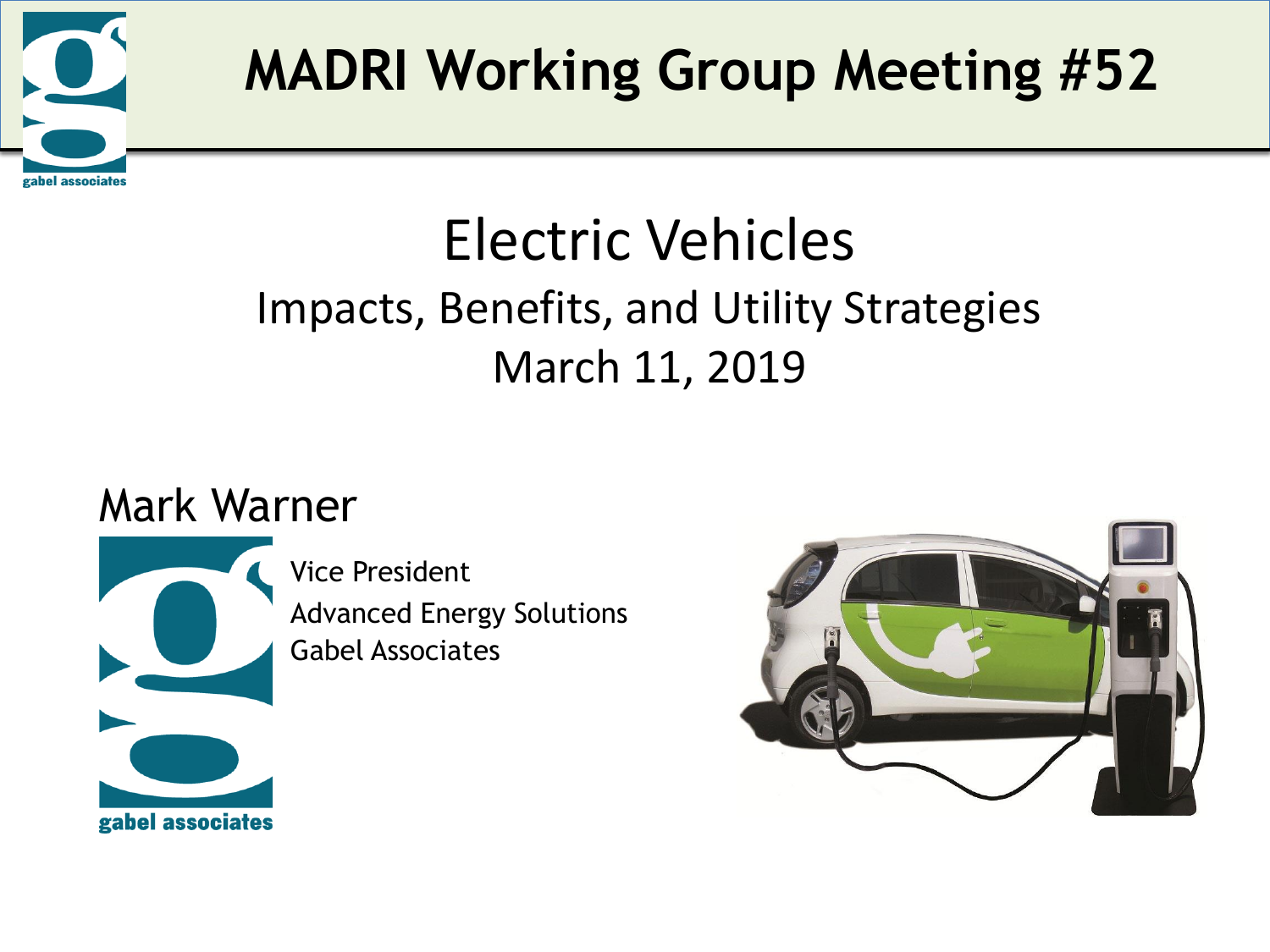# MADRI Working Group Meeting #52

## Electric Vehicles

### Impacts, Benefits, and Utility Strategies

March 11, 2019

**Mark Warner**

Vice President
Advanced Energy Solutions
Gabel Associates

gabel associates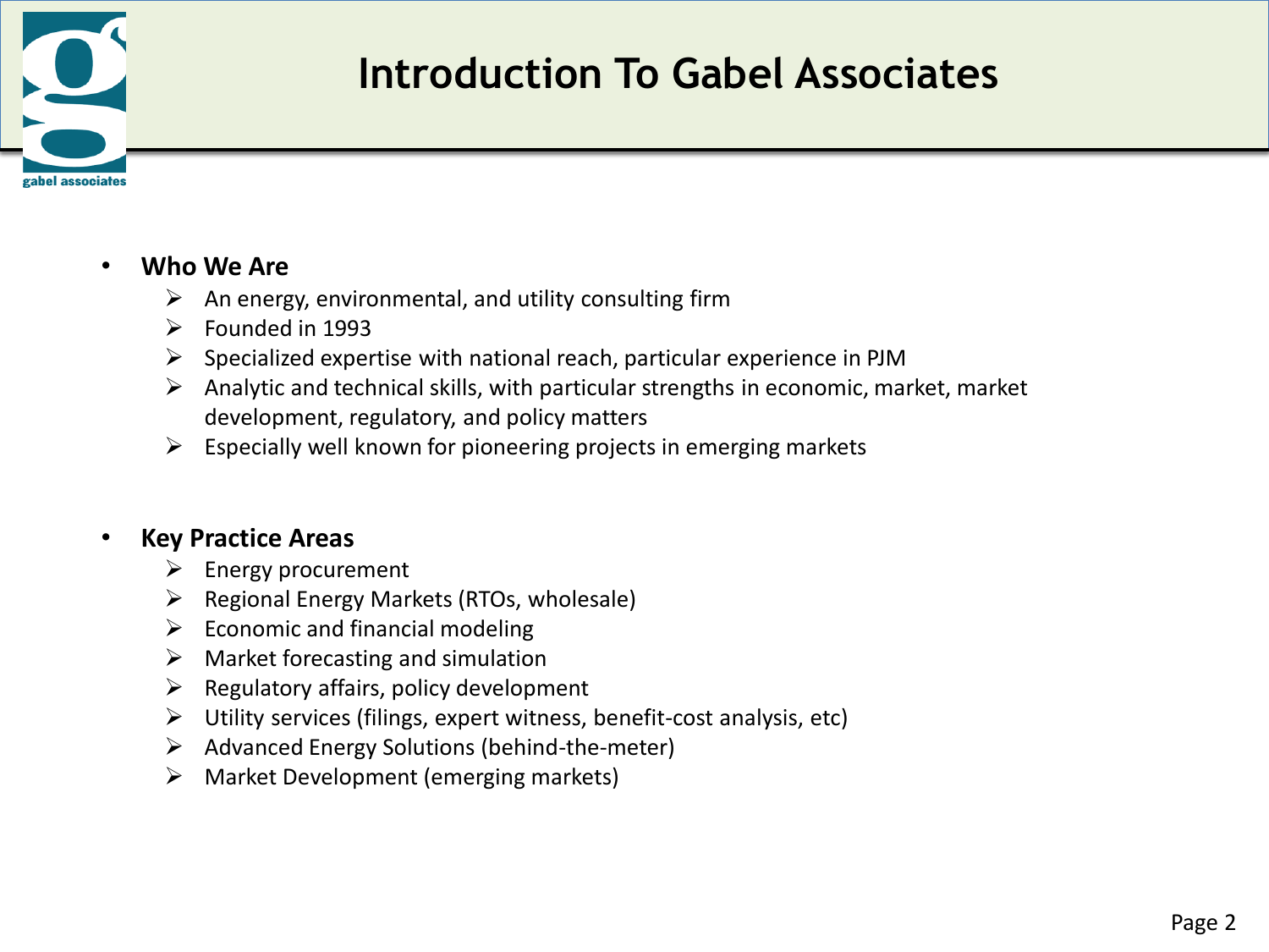# Introduction To Gabel Associates

- **Who We Are**
  - An energy, environmental, and utility consulting firm
  - Founded in 1993
  - Specialized expertise with national reach, particular experience in PJM
  - Analytic and technical skills, with particular strengths in economic, market, market development, regulatory, and policy matters
  - Especially well known for pioneering projects in emerging markets

- **Key Practice Areas**
  - Energy procurement
  - Regional Energy Markets (RTOs, wholesale)
  - Economic and financial modeling
  - Market forecasting and simulation
  - Regulatory affairs, policy development
  - Utility services (filings, expert witness, benefit-cost analysis, etc)
  - Advanced Energy Solutions (behind-the-meter)
  - Market Development (emerging markets)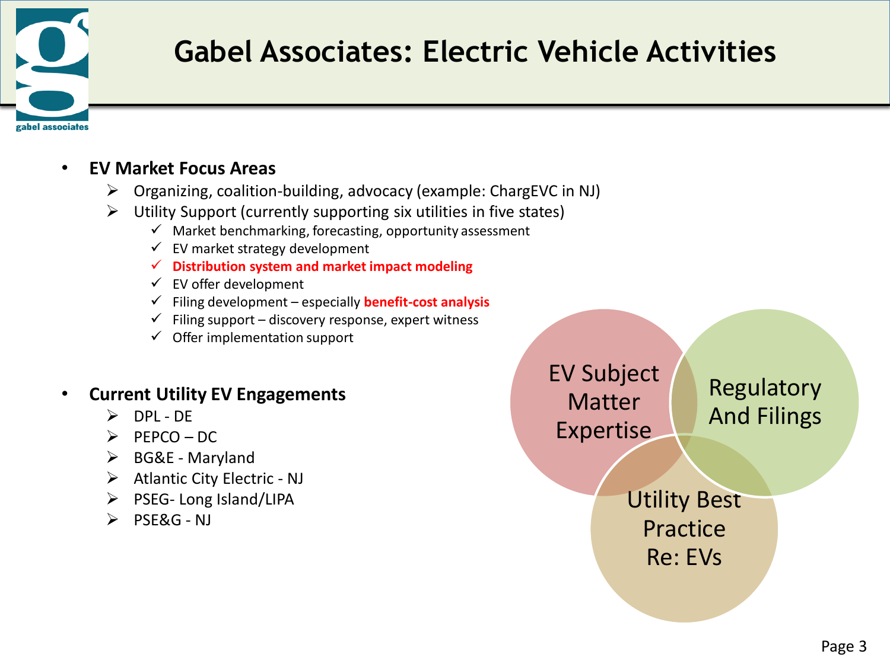# Gabel Associates: Electric Vehicle Activities

- **EV Market Focus Areas**
  - Organizing, coalition-building, advocacy (example: ChargEVC in NJ)
  - Utility Support (currently supporting six utilities in five states)
    - ✓ Market benchmarking, forecasting, opportunity assessment
    - ✓ EV market strategy development
    - ✓ **Distribution system and market impact modeling**
    - ✓ EV offer development
    - ✓ Filing development – especially **benefit-cost analysis**
    - ✓ Filing support – discovery response, expert witness
    - ✓ Offer implementation support

- **Current Utility EV Engagements**
  - DPL - DE
  - PEPCO – DC
  - BG&E - Maryland
  - Atlantic City Electric - NJ
  - PSEG- Long Island/LIPA
  - PSE&G - NJ

EV Subject Matter Expertise

Regulatory And Filings

Utility Best Practice Re: EVs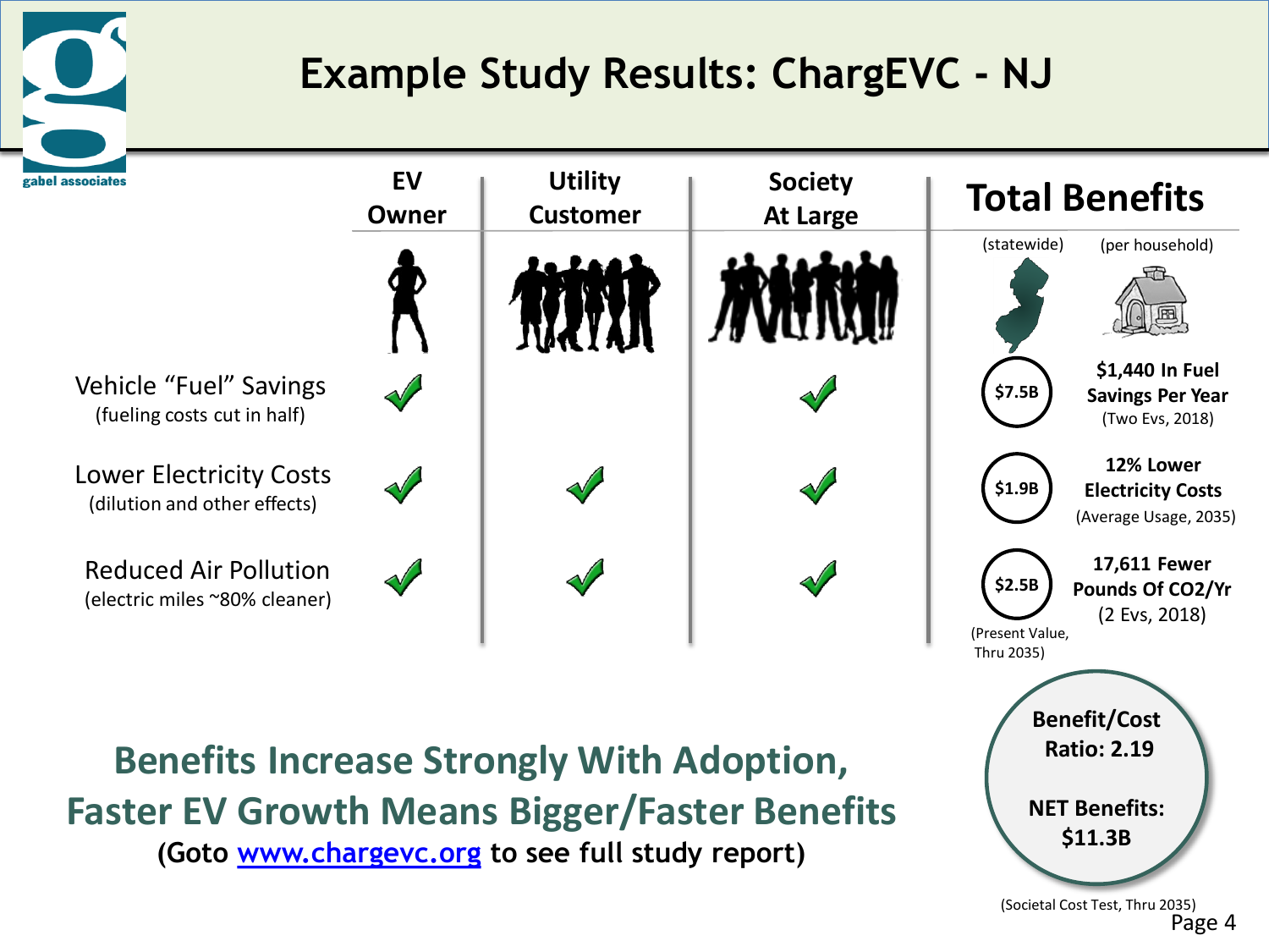# Example Study Results: ChargEVC - NJ

| | EV Owner | Utility Customer | Society At Large | Total Benefits (statewide) | Total Benefits (per household) |
|---|---|---|---|---|---|
| Vehicle "Fuel" Savings (fueling costs cut in half) | ✓ | | ✓ | $7.5B | **$1,440 In Fuel Savings Per Year** (Two Evs, 2018) |
| Lower Electricity Costs (dilution and other effects) | ✓ | ✓ | ✓ | $1.9B | **12% Lower Electricity Costs** (Average Usage, 2035) |
| Reduced Air Pollution (electric miles ~80% cleaner) | ✓ | ✓ | ✓ | $2.5B | **17,611 Fewer Pounds Of CO2/Yr** (2 Evs, 2018) |

(Present Value, Thru 2035)

**Benefit/Cost Ratio: 2.19**

**NET Benefits: $11.3B**

(Societal Cost Test, Thru 2035)

## Benefits Increase Strongly With Adoption, Faster EV Growth Means Bigger/Faster Benefits

**(Goto www.chargevc.org to see full study report)**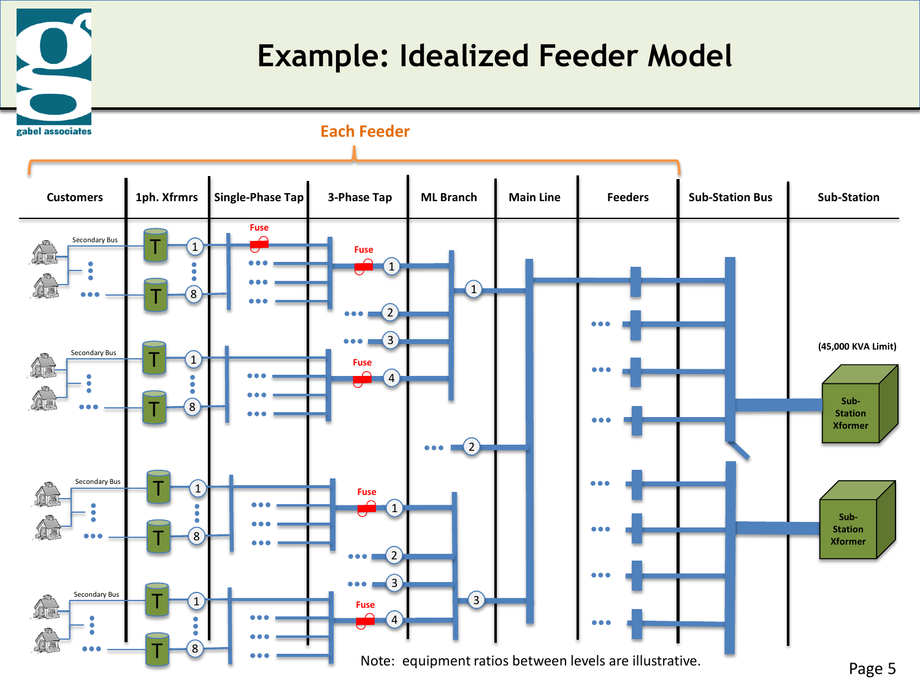# Example: Idealized Feeder Model

Each Feeder

| Customers | 1ph. Xfrmrs | Single-Phase Tap | 3-Phase Tap | ML Branch | Main Line | Feeders | Sub-Station Bus | Sub-Station |
|---|---|---|---|---|---|---|---|---|

Secondary Bus

Fuse

(45,000 KVA Limit)

Sub-Station Xformer

Sub-Station Xformer

Note: equipment ratios between levels are illustrative.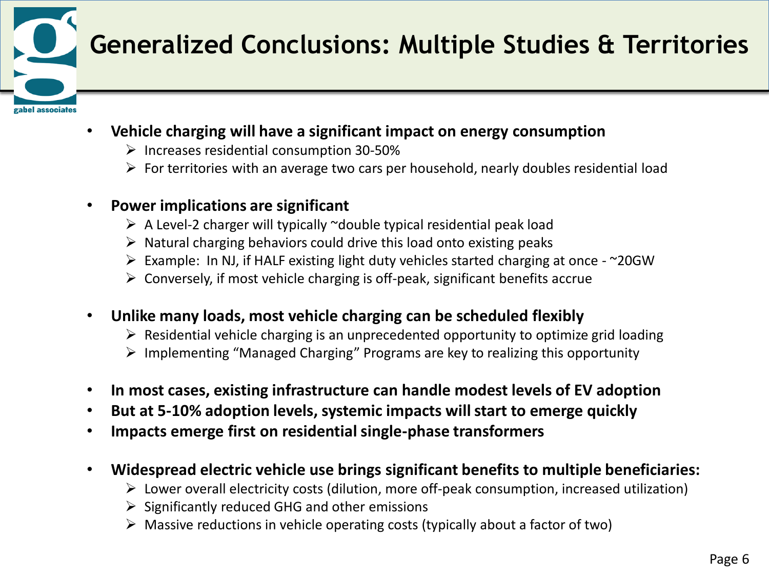# Generalized Conclusions: Multiple Studies & Territories

- **Vehicle charging will have a significant impact on energy consumption**
  - Increases residential consumption 30-50%
  - For territories with an average two cars per household, nearly doubles residential load

- **Power implications are significant**
  - A Level-2 charger will typically ~double typical residential peak load
  - Natural charging behaviors could drive this load onto existing peaks
  - Example: In NJ, if HALF existing light duty vehicles started charging at once - ~20GW
  - Conversely, if most vehicle charging is off-peak, significant benefits accrue

- **Unlike many loads, most vehicle charging can be scheduled flexibly**
  - Residential vehicle charging is an unprecedented opportunity to optimize grid loading
  - Implementing "Managed Charging" Programs are key to realizing this opportunity

- **In most cases, existing infrastructure can handle modest levels of EV adoption**
- **But at 5-10% adoption levels, systemic impacts will start to emerge quickly**
- **Impacts emerge first on residential single-phase transformers**

- **Widespread electric vehicle use brings significant benefits to multiple beneficiaries:**
  - Lower overall electricity costs (dilution, more off-peak consumption, increased utilization)
  - Significantly reduced GHG and other emissions
  - Massive reductions in vehicle operating costs (typically about a factor of two)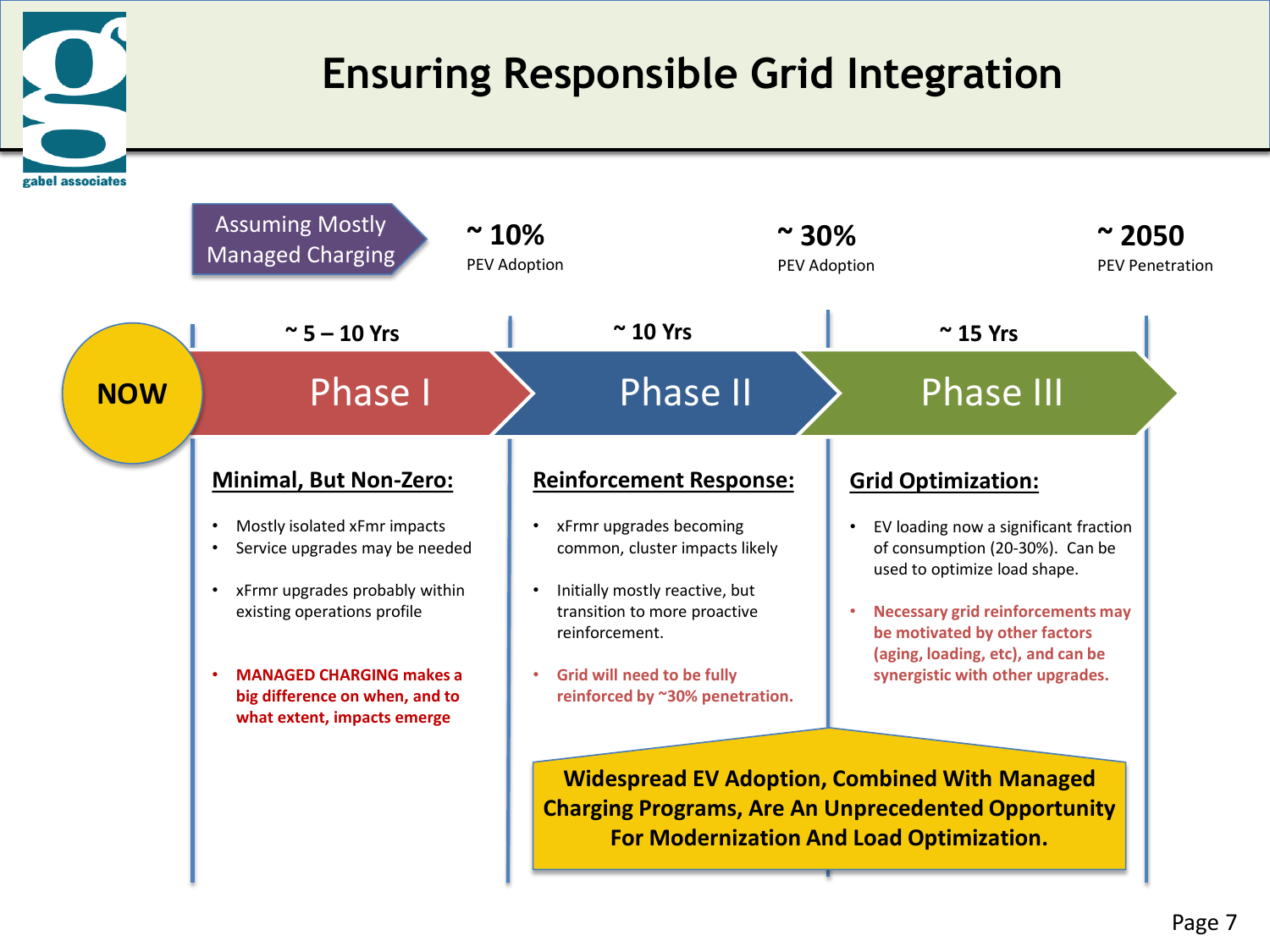# Ensuring Responsible Grid Integration

**Assuming Mostly Managed Charging**

| NOW | Phase I | Phase II | Phase III |
|---|---|---|---|
| | ~ 5 – 10 Yrs | ~ 10 Yrs | ~ 15 Yrs |
| | | ~ 10% PEV Adoption | ~ 30% PEV Adoption |
| | | | ~ 2050 PEV Penetration |

## Phase I — Minimal, But Non-Zero:

- Mostly isolated xFmr impacts
- Service upgrades may be needed
- xFrmr upgrades probably within existing operations profile
- **MANAGED CHARGING makes a big difference on when, and to what extent, impacts emerge**

## Phase II — Reinforcement Response:

- xFrmr upgrades becoming common, cluster impacts likely
- Initially mostly reactive, but transition to more proactive reinforcement.
- **Grid will need to be fully reinforced by ~30% penetration.**

## Phase III — Grid Optimization:

- EV loading now a significant fraction of consumption (20-30%). Can be used to optimize load shape.
- **Necessary grid reinforcements may be motivated by other factors (aging, loading, etc), and can be synergistic with other upgrades.**

**Widespread EV Adoption, Combined With Managed Charging Programs, Are An Unprecedented Opportunity For Modernization And Load Optimization.**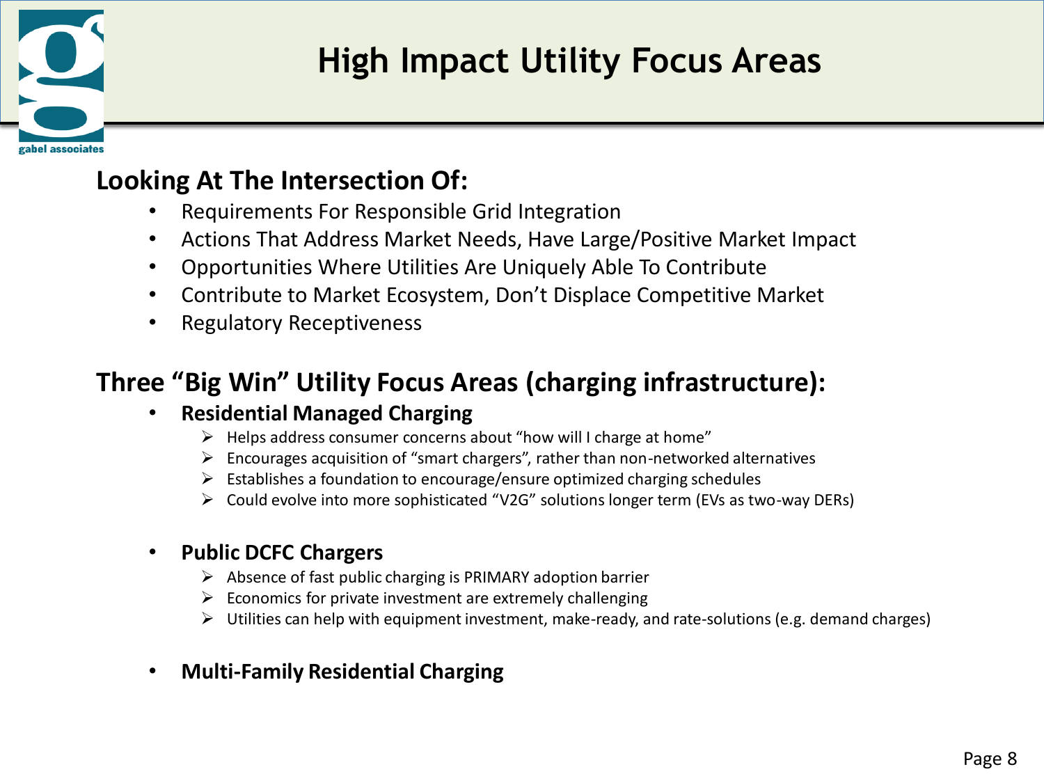# High Impact Utility Focus Areas

## Looking At The Intersection Of:

- Requirements For Responsible Grid Integration
- Actions That Address Market Needs, Have Large/Positive Market Impact
- Opportunities Where Utilities Are Uniquely Able To Contribute
- Contribute to Market Ecosystem, Don't Displace Competitive Market
- Regulatory Receptiveness

## Three "Big Win" Utility Focus Areas (charging infrastructure):

- **Residential Managed Charging**
  - Helps address consumer concerns about "how will I charge at home"
  - Encourages acquisition of "smart chargers", rather than non-networked alternatives
  - Establishes a foundation to encourage/ensure optimized charging schedules
  - Could evolve into more sophisticated "V2G" solutions longer term (EVs as two-way DERs)

- **Public DCFC Chargers**
  - Absence of fast public charging is PRIMARY adoption barrier
  - Economics for private investment are extremely challenging
  - Utilities can help with equipment investment, make-ready, and rate-solutions (e.g. demand charges)

- **Multi-Family Residential Charging**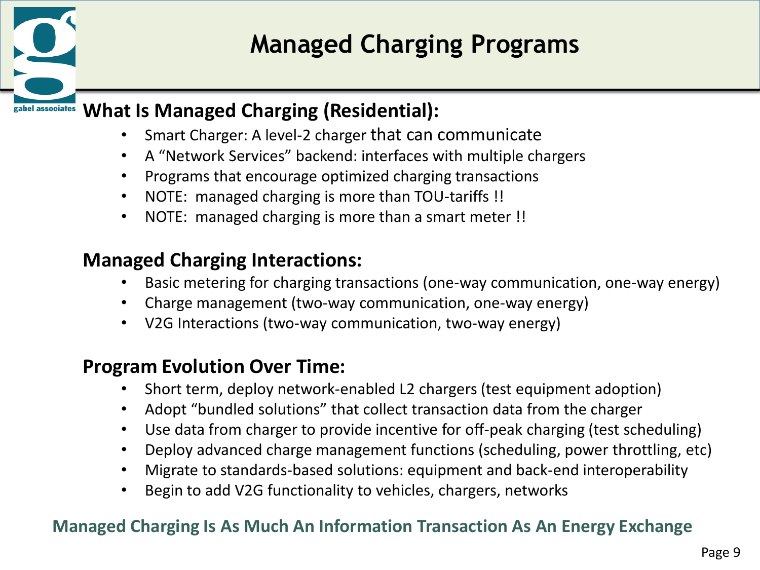# Managed Charging Programs

## What Is Managed Charging (Residential):

- Smart Charger: A level-2 charger that can communicate
- A "Network Services" backend: interfaces with multiple chargers
- Programs that encourage optimized charging transactions
- NOTE: managed charging is more than TOU-tariffs !!
- NOTE: managed charging is more than a smart meter !!

## Managed Charging Interactions:

- Basic metering for charging transactions (one-way communication, one-way energy)
- Charge management (two-way communication, one-way energy)
- V2G Interactions (two-way communication, two-way energy)

## Program Evolution Over Time:

- Short term, deploy network-enabled L2 chargers (test equipment adoption)
- Adopt "bundled solutions" that collect transaction data from the charger
- Use data from charger to provide incentive for off-peak charging (test scheduling)
- Deploy advanced charge management functions (scheduling, power throttling, etc)
- Migrate to standards-based solutions: equipment and back-end interoperability
- Begin to add V2G functionality to vehicles, chargers, networks

**Managed Charging Is As Much An Information Transaction As An Energy Exchange**